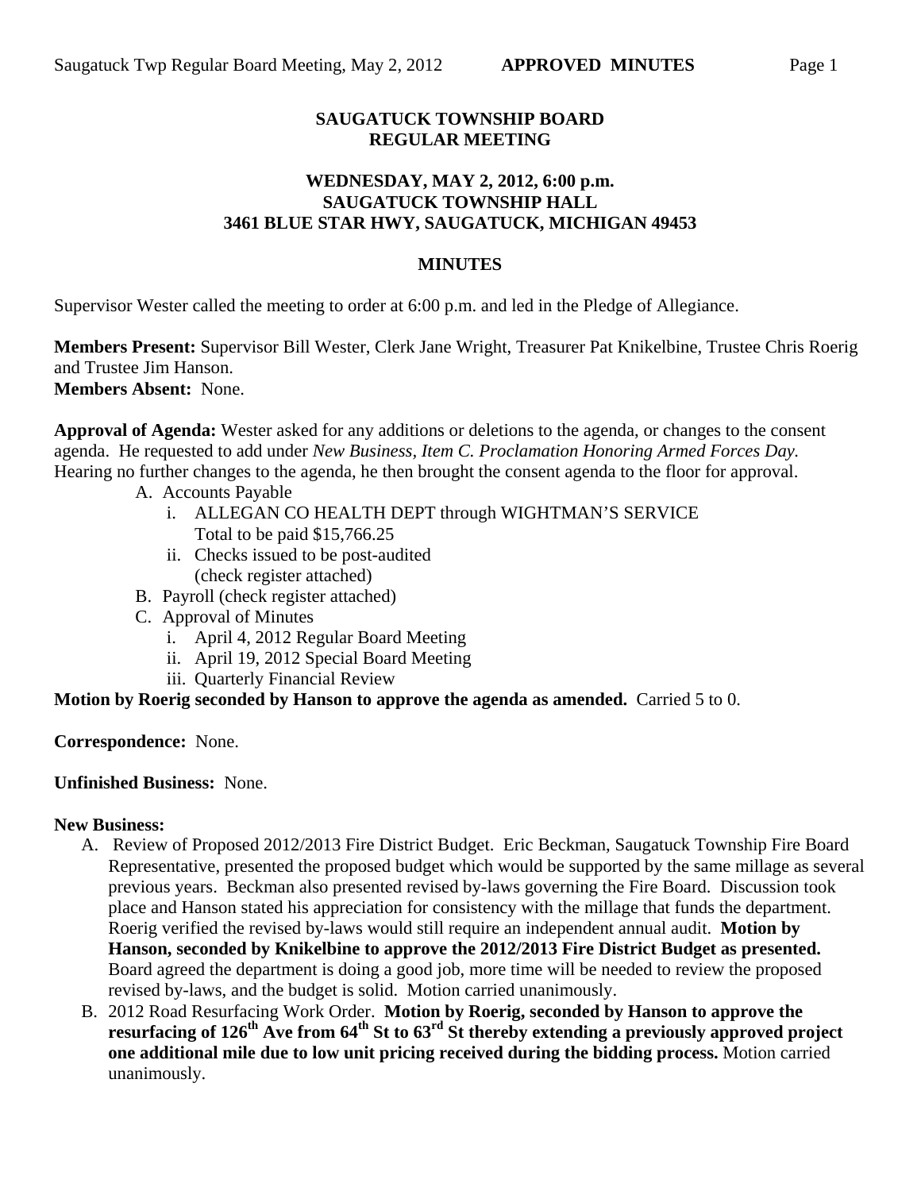**SAUGATUCK TOWNSHIP BOARD**
**REGULAR MEETING**

**WEDNESDAY, MAY 2, 2012, 6:00 p.m.**
**SAUGATUCK TOWNSHIP HALL**
**3461 BLUE STAR HWY, SAUGATUCK, MICHIGAN 49453**

**MINUTES**

Supervisor Wester called the meeting to order at 6:00 p.m. and led in the Pledge of Allegiance.

**Members Present:** Supervisor Bill Wester, Clerk Jane Wright, Treasurer Pat Knikelbine, Trustee Chris Roerig and Trustee Jim Hanson.
**Members Absent:** None.

**Approval of Agenda:** Wester asked for any additions or deletions to the agenda, or changes to the consent agenda. He requested to add under *New Business, Item C. Proclamation Honoring Armed Forces Day.* Hearing no further changes to the agenda, he then brought the consent agenda to the floor for approval.

- A. Accounts Payable
  - i. ALLEGAN CO HEALTH DEPT through WIGHTMAN'S SERVICE
    Total to be paid $15,766.25
  - ii. Checks issued to be post-audited
    (check register attached)
- B. Payroll (check register attached)
- C. Approval of Minutes
  - i. April 4, 2012 Regular Board Meeting
  - ii. April 19, 2012 Special Board Meeting
  - iii. Quarterly Financial Review

**Motion by Roerig seconded by Hanson to approve the agenda as amended.** Carried 5 to 0.

**Correspondence:** None.

**Unfinished Business:** None.

**New Business:**

- A. Review of Proposed 2012/2013 Fire District Budget. Eric Beckman, Saugatuck Township Fire Board Representative, presented the proposed budget which would be supported by the same millage as several previous years. Beckman also presented revised by-laws governing the Fire Board. Discussion took place and Hanson stated his appreciation for consistency with the millage that funds the department. Roerig verified the revised by-laws would still require an independent annual audit. **Motion by Hanson, seconded by Knikelbine to approve the 2012/2013 Fire District Budget as presented.** Board agreed the department is doing a good job, more time will be needed to review the proposed revised by-laws, and the budget is solid. Motion carried unanimously.
- B. 2012 Road Resurfacing Work Order. **Motion by Roerig, seconded by Hanson to approve the resurfacing of 126th Ave from 64th St to 63rd St thereby extending a previously approved project one additional mile due to low unit pricing received during the bidding process.** Motion carried unanimously.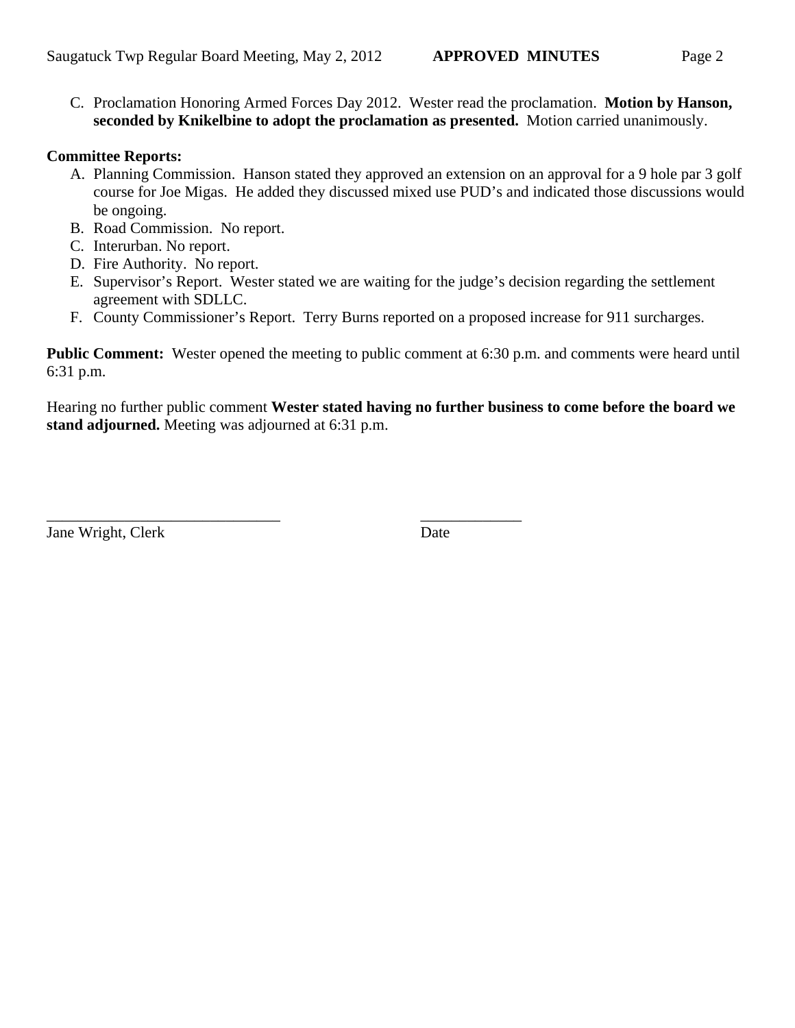C. Proclamation Honoring Armed Forces Day 2012. Wester read the proclamation. **Motion by Hanson, seconded by Knikelbine to adopt the proclamation as presented.** Motion carried unanimously.

**Committee Reports:**

A. Planning Commission. Hanson stated they approved an extension on an approval for a 9 hole par 3 golf course for Joe Migas. He added they discussed mixed use PUD's and indicated those discussions would be ongoing.
B. Road Commission. No report.
C. Interurban. No report.
D. Fire Authority. No report.
E. Supervisor's Report. Wester stated we are waiting for the judge's decision regarding the settlement agreement with SDLLC.
F. County Commissioner's Report. Terry Burns reported on a proposed increase for 911 surcharges.

**Public Comment:** Wester opened the meeting to public comment at 6:30 p.m. and comments were heard until 6:31 p.m.

Hearing no further public comment **Wester stated having no further business to come before the board we stand adjourned.** Meeting was adjourned at 6:31 p.m.

______________________________ _____________

Jane Wright, Clerk Date